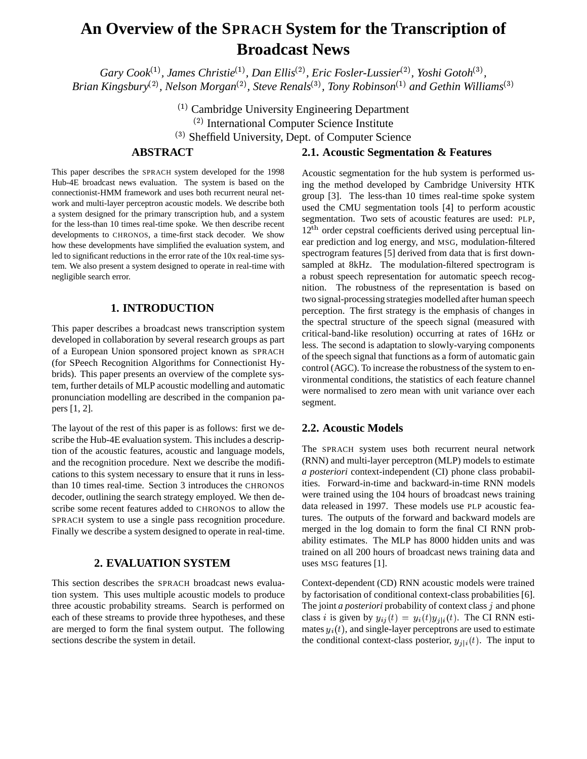# An Overview of the SPRACH System for the Transcription of Broadcast News

*Gary Cook[1], James Christie[1], Dan Ellis[2], Eric Fosler-Lussier[2], Yoshi Gotoh[3], Brian Kingsbury[2], Nelson Morgan[2], Steve Renals[3], Tony Robinson[1] and Gethin Williams[3]*

[1] Cambridge University Engineering Department
[2] International Computer Science Institute
[3] Sheffield University, Dept. of Computer Science

## ABSTRACT

This paper describes the SPRACH system developed for the 1998 Hub-4E broadcast news evaluation. The system is based on the connectionist-HMM framework and uses both recurrent neural network and multi-layer perceptron acoustic models. We describe both a system designed for the primary transcription hub, and a system for the less-than 10 times real-time spoke. We then describe recent developments to CHRONOS, a time-first stack decoder. We show how these developments have simplified the evaluation system, and led to significant reductions in the error rate of the 10x real-time system. We also present a system designed to operate in real-time with negligible search error.

## 1. INTRODUCTION

This paper describes a broadcast news transcription system developed in collaboration by several research groups as part of a European Union sponsored project known as SPRACH (for SPeech Recognition Algorithms for Connectionist Hybrids). This paper presents an overview of the complete system, further details of MLP acoustic modelling and automatic pronunciation modelling are described in the companion papers [1, 2].

The layout of the rest of this paper is as follows: first we describe the Hub-4E evaluation system. This includes a description of the acoustic features, acoustic and language models, and the recognition procedure. Next we describe the modifications to this system necessary to ensure that it runs in less-than 10 times real-time. Section 3 introduces the CHRONOS decoder, outlining the search strategy employed. We then describe some recent features added to CHRONOS to allow the SPRACH system to use a single pass recognition procedure. Finally we describe a system designed to operate in real-time.

## 2. EVALUATION SYSTEM

This section describes the SPRACH broadcast news evaluation system. This uses multiple acoustic models to produce three acoustic probability streams. Search is performed on each of these streams to provide three hypotheses, and these are merged to form the final system output. The following sections describe the system in detail.

### 2.1. Acoustic Segmentation & Features

Acoustic segmentation for the hub system is performed using the method developed by Cambridge University HTK group [3]. The less-than 10 times real-time spoke system used the CMU segmentation tools [4] to perform acoustic segmentation. Two sets of acoustic features are used: PLP, $12^{\text{th}}$ order cepstral coefficients derived using perceptual linear prediction and log energy, and MSG, modulation-filtered spectrogram features [5] derived from data that is first downsampled at 8kHz. The modulation-filtered spectrogram is a robust speech representation for automatic speech recognition. The robustness of the representation is based on two signal-processing strategies modelled after human speech perception. The first strategy is the emphasis of changes in the spectral structure of the speech signal (measured with critical-band-like resolution) occurring at rates of 16Hz or less. The second is adaptation to slowly-varying components of the speech signal that functions as a form of automatic gain control (AGC). To increase the robustness of the system to environmental conditions, the statistics of each feature channel were normalised to zero mean with unit variance over each segment.

### 2.2. Acoustic Models

The SPRACH system uses both recurrent neural network (RNN) and multi-layer perceptron (MLP) models to estimate *a posteriori* context-independent (CI) phone class probabilities. Forward-in-time and backward-in-time RNN models were trained using the 104 hours of broadcast news training data released in 1997. These models use PLP acoustic features. The outputs of the forward and backward models are merged in the log domain to form the final CI RNN probability estimates. The MLP has 8000 hidden units and was trained on all 200 hours of broadcast news training data and uses MSG features [1].

Context-dependent (CD) RNN acoustic models were trained by factorisation of conditional context-class probabilities [6]. The joint *a posteriori* probability of context class $j$ and phone class $i$ is given by $y_{ij}(t) = y_i(t)y_{j|i}(t)$. The CI RNN estimates $y_i(t)$, and single-layer perceptrons are used to estimate the conditional context-class posterior, $y_{j|i}(t)$. The input to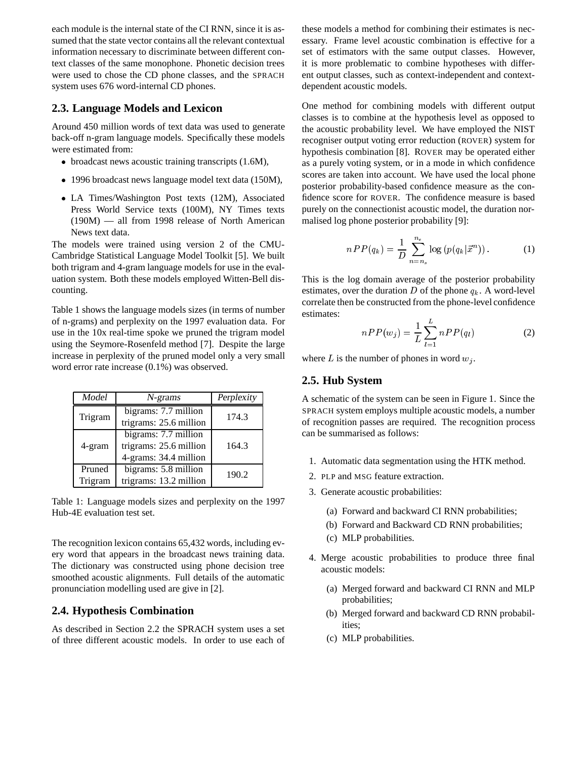each module is the internal state of the CI RNN, since it is assumed that the state vector contains all the relevant contextual information necessary to discriminate between different context classes of the same monophone. Phonetic decision trees were used to chose the CD phone classes, and the SPRACH system uses 676 word-internal CD phones.

## 2.3. Language Models and Lexicon

Around 450 million words of text data was used to generate back-off n-gram language models. Specifically these models were estimated from:

- broadcast news acoustic training transcripts (1.6M),
- 1996 broadcast news language model text data (150M),
- LA Times/Washington Post texts (12M), Associated Press World Service texts (100M), NY Times texts (190M) — all from 1998 release of North American News text data.

The models were trained using version 2 of the CMU-Cambridge Statistical Language Model Toolkit [5]. We built both trigram and 4-gram language models for use in the evaluation system. Both these models employed Witten-Bell discounting.

Table 1 shows the language models sizes (in terms of number of n-grams) and perplexity on the 1997 evaluation data. For use in the 10x real-time spoke we pruned the trigram model using the Seymore-Rosenfeld method [7]. Despite the large increase in perplexity of the pruned model only a very small word error rate increase (0.1%) was observed.

| *Model* | *N-grams* | *Perplexity* |
|---|---|---|
| Trigram | bigrams: 7.7 million<br>trigrams: 25.6 million | 174.3 |
| 4-gram | bigrams: 7.7 million<br>trigrams: 25.6 million<br>4-grams: 34.4 million | 164.3 |
| Pruned Trigram | bigrams: 5.8 million<br>trigrams: 13.2 million | 190.2 |

Table 1: Language models sizes and perplexity on the 1997 Hub-4E evaluation test set.

The recognition lexicon contains 65,432 words, including every word that appears in the broadcast news training data. The dictionary was constructed using phone decision tree smoothed acoustic alignments. Full details of the automatic pronunciation modelling used are give in [2].

## 2.4. Hypothesis Combination

As described in Section 2.2 the SPRACH system uses a set of three different acoustic models. In order to use each of these models a method for combining their estimates is necessary. Frame level acoustic combination is effective for a set of estimators with the same output classes. However, it is more problematic to combine hypotheses with different output classes, such as context-independent and context-dependent acoustic models.

One method for combining models with different output classes is to combine at the hypothesis level as opposed to the acoustic probability level. We have employed the NIST recogniser output voting error reduction (ROVER) system for hypothesis combination [8]. ROVER may be operated either as a purely voting system, or in a mode in which confidence scores are taken into account. We have used the local phone posterior probability-based confidence measure as the confidence score for ROVER. The confidence measure is based purely on the connectionist acoustic model, the duration normalised log phone posterior probability [9]:

$$nPP(q_k) = \frac{1}{D} \sum_{n=n_s}^{n_e} \log\left(p(q_k|\vec{x}^n)\right). \qquad (1)$$

This is the log domain average of the posterior probability estimates, over the duration $D$ of the phone $q_k$. A word-level correlate then be constructed from the phone-level confidence estimates:

$$nPP(w_j) = \frac{1}{L} \sum_{l=1}^{L} nPP(q_l) \qquad (2)$$

where $L$ is the number of phones in word $w_j$.

## 2.5. Hub System

A schematic of the system can be seen in Figure 1. Since the SPRACH system employs multiple acoustic models, a number of recognition passes are required. The recognition process can be summarised as follows:

1. Automatic data segmentation using the HTK method.
2. PLP and MSG feature extraction.
3. Generate acoustic probabilities:
   (a) Forward and backward CI RNN probabilities;
   (b) Forward and Backward CD RNN probabilities;
   (c) MLP probabilities.
4. Merge acoustic probabilities to produce three final acoustic models:
   (a) Merged forward and backward CI RNN and MLP probabilities;
   (b) Merged forward and backward CD RNN probabilities;
   (c) MLP probabilities.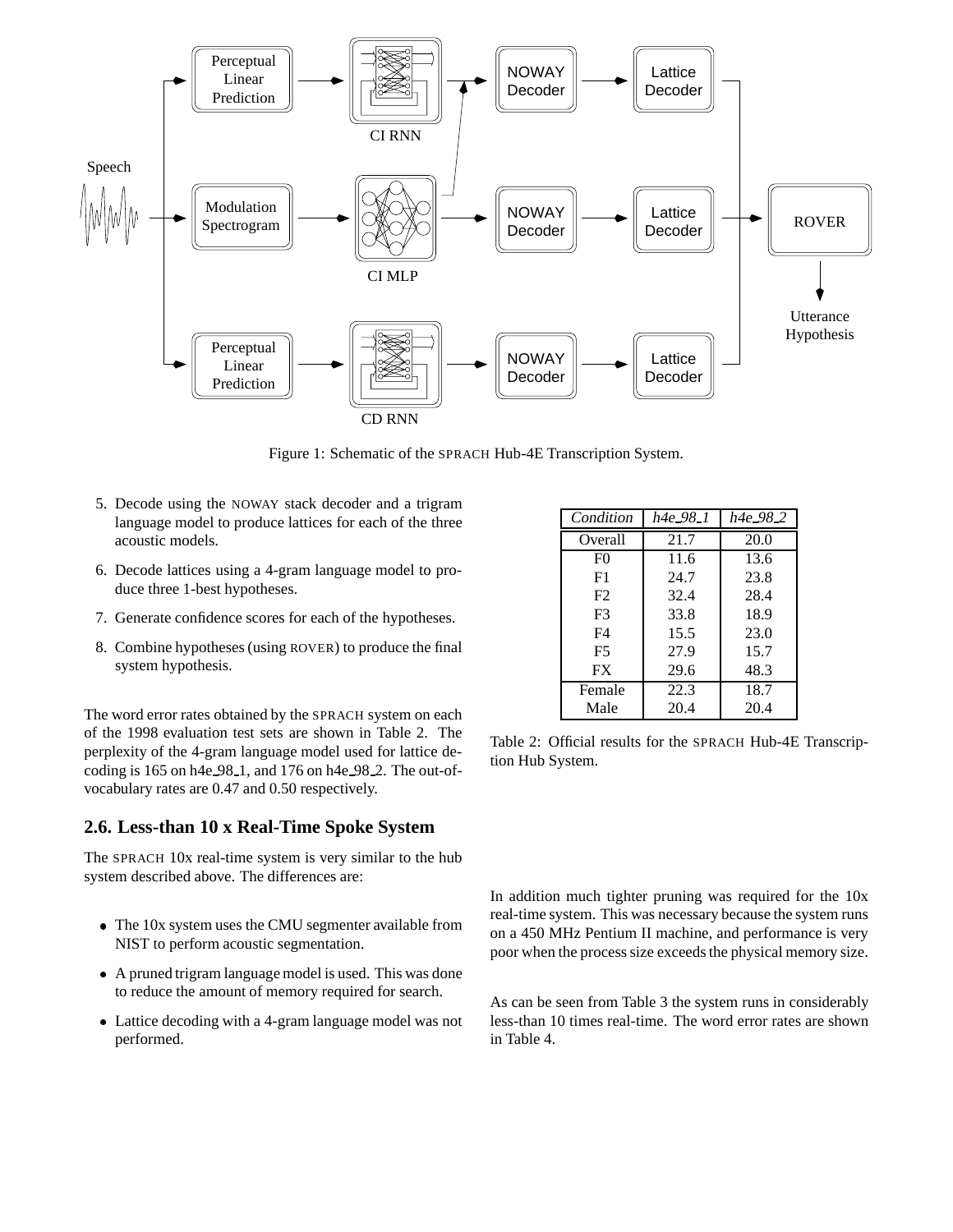Figure 1: Schematic of the SPRACH Hub-4E Transcription System.

5. Decode using the NOWAY stack decoder and a trigram language model to produce lattices for each of the three acoustic models.
6. Decode lattices using a 4-gram language model to produce three 1-best hypotheses.
7. Generate confidence scores for each of the hypotheses.
8. Combine hypotheses (using ROVER) to produce the final system hypothesis.

The word error rates obtained by the SPRACH system on each of the 1998 evaluation test sets are shown in Table 2. The perplexity of the 4-gram language model used for lattice decoding is 165 on h4e_98_1, and 176 on h4e_98_2. The out-of-vocabulary rates are 0.47 and 0.50 respectively.

| *Condition* | *h4e_98_1* | *h4e_98_2* |
|---|---|---|
| Overall | 21.7 | 20.0 |
| F0 | 11.6 | 13.6 |
| F1 | 24.7 | 23.8 |
| F2 | 32.4 | 28.4 |
| F3 | 33.8 | 18.9 |
| F4 | 15.5 | 23.0 |
| F5 | 27.9 | 15.7 |
| FX | 29.6 | 48.3 |
| Female | 22.3 | 18.7 |
| Male | 20.4 | 20.4 |

Table 2: Official results for the SPRACH Hub-4E Transcription Hub System.

## 2.6. Less-than 10 x Real-Time Spoke System

The SPRACH 10x real-time system is very similar to the hub system described above. The differences are:

- The 10x system uses the CMU segmenter available from NIST to perform acoustic segmentation.
- A pruned trigram language model is used. This was done to reduce the amount of memory required for search.
- Lattice decoding with a 4-gram language model was not performed.

In addition much tighter pruning was required for the 10x real-time system. This was necessary because the system runs on a 450 MHz Pentium II machine, and performance is very poor when the process size exceeds the physical memory size.

As can be seen from Table 3 the system runs in considerably less-than 10 times real-time. The word error rates are shown in Table 4.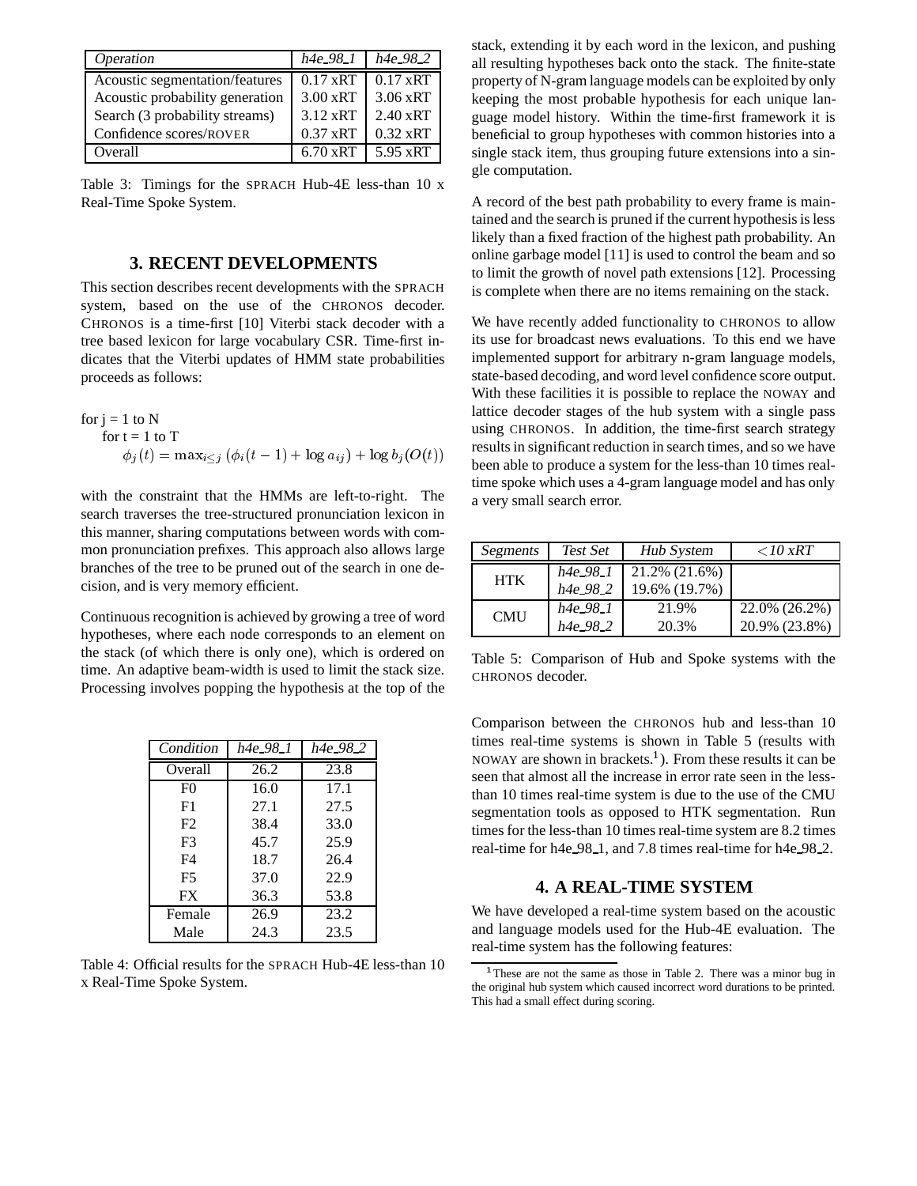| *Operation* | *h4e_98_1* | *h4e_98_2* |
|---|---|---|
| Acoustic segmentation/features | 0.17 xRT | 0.17 xRT |
| Acoustic probability generation | 3.00 xRT | 3.06 xRT |
| Search (3 probability streams) | 3.12 xRT | 2.40 xRT |
| Confidence scores/ROVER | 0.37 xRT | 0.32 xRT |
| Overall | 6.70 xRT | 5.95 xRT |

Table 3: Timings for the SPRACH Hub-4E less-than 10 x Real-Time Spoke System.

## 3. RECENT DEVELOPMENTS

This section describes recent developments with the SPRACH system, based on the use of the CHRONOS decoder. CHRONOS is a time-first [10] Viterbi stack decoder with a tree based lexicon for large vocabulary CSR. Time-first indicates that the Viterbi updates of HMM state probabilities proceeds as follows:

for j = 1 to N
 for t = 1 to T
 $$\phi_j(t) = \max_{i \le j} \left(\phi_i(t-1) + \log a_{ij}\right) + \log b_j(O(t))$$

with the constraint that the HMMs are left-to-right. The search traverses the tree-structured pronunciation lexicon in this manner, sharing computations between words with common pronunciation prefixes. This approach also allows large branches of the tree to be pruned out of the search in one decision, and is very memory efficient.

Continuous recognition is achieved by growing a tree of word hypotheses, where each node corresponds to an element on the stack (of which there is only one), which is ordered on time. An adaptive beam-width is used to limit the stack size. Processing involves popping the hypothesis at the top of the stack, extending it by each word in the lexicon, and pushing all resulting hypotheses back onto the stack. The finite-state property of N-gram language models can be exploited by only keeping the most probable hypothesis for each unique language model history. Within the time-first framework it is beneficial to group hypotheses with common histories into a single stack item, thus grouping future extensions into a single computation.

A record of the best path probability to every frame is maintained and the search is pruned if the current hypothesis is less likely than a fixed fraction of the highest path probability. An online garbage model [11] is used to control the beam and so to limit the growth of novel path extensions [12]. Processing is complete when there are no items remaining on the stack.

We have recently added functionality to CHRONOS to allow its use for broadcast news evaluations. To this end we have implemented support for arbitrary n-gram language models, state-based decoding, and word level confidence score output. With these facilities it is possible to replace the NOWAY and lattice decoder stages of the hub system with a single pass using CHRONOS. In addition, the time-first search strategy results in significant reduction in search times, and so we have been able to produce a system for the less-than 10 times real-time spoke which uses a 4-gram language model and has only a very small search error.

| *Condition* | *h4e_98_1* | *h4e_98_2* |
|---|---|---|
| Overall | 26.2 | 23.8 |
| F0 | 16.0 | 17.1 |
| F1 | 27.1 | 27.5 |
| F2 | 38.4 | 33.0 |
| F3 | 45.7 | 25.9 |
| F4 | 18.7 | 26.4 |
| F5 | 37.0 | 22.9 |
| FX | 36.3 | 53.8 |
| Female | 26.9 | 23.2 |
| Male | 24.3 | 23.5 |

Table 4: Official results for the SPRACH Hub-4E less-than 10 x Real-Time Spoke System.

| *Segments* | *Test Set* | *Hub System* | *<10 xRT* |
|---|---|---|---|
| HTK | *h4e_98_1* | 21.2% (21.6%) | |
| | *h4e_98_2* | 19.6% (19.7%) | |
| CMU | *h4e_98_1* | 21.9% | 22.0% (26.2%) |
| | *h4e_98_2* | 20.3% | 20.9% (23.8%) |

Table 5: Comparison of Hub and Spoke systems with the CHRONOS decoder.

Comparison between the CHRONOS hub and less-than 10 times real-time systems is shown in Table 5 (results with NOWAY are shown in brackets.[1]). From these results it can be seen that almost all the increase in error rate seen in the less-than 10 times real-time system is due to the use of the CMU segmentation tools as opposed to HTK segmentation. Run times for the less-than 10 times real-time system are 8.2 times real-time for h4e_98_1, and 7.8 times real-time for h4e_98_2.

## 4. A REAL-TIME SYSTEM

We have developed a real-time system based on the acoustic and language models used for the Hub-4E evaluation. The real-time system has the following features:

[1] These are not the same as those in Table 2. There was a minor bug in the original hub system which caused incorrect word durations to be printed. This had a small effect during scoring.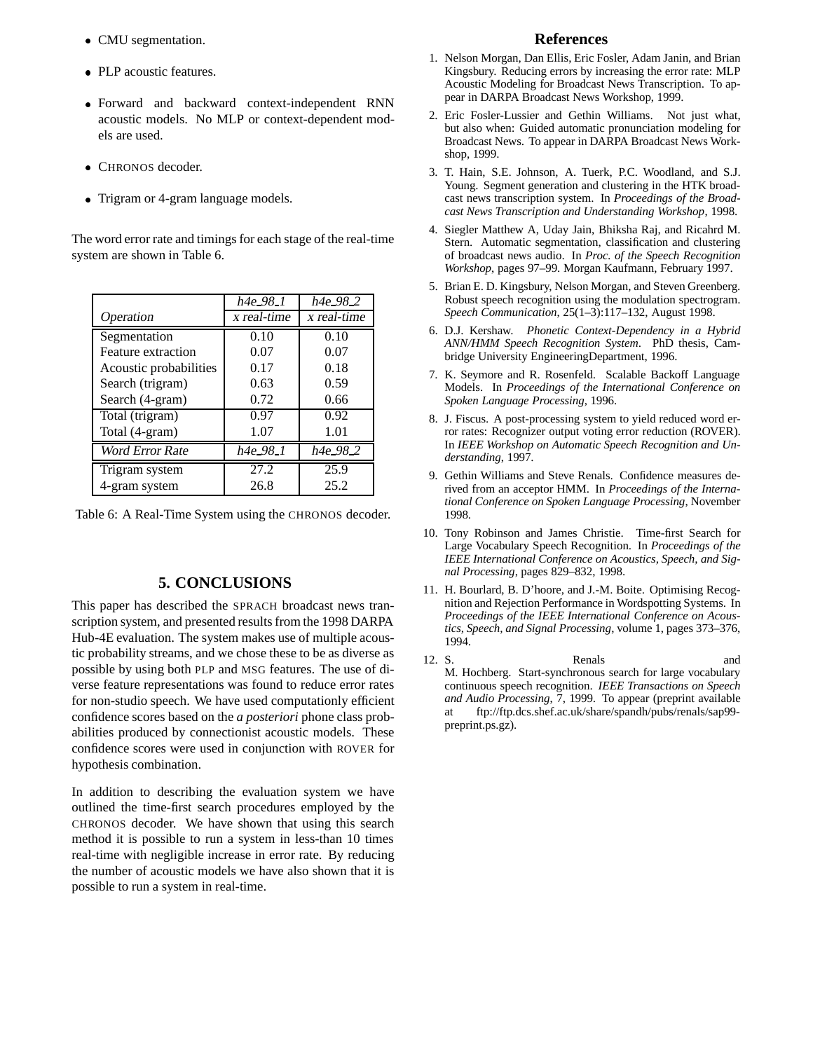- CMU segmentation.
- PLP acoustic features.
- Forward and backward context-independent RNN acoustic models. No MLP or context-dependent models are used.
- CHRONOS decoder.
- Trigram or 4-gram language models.

The word error rate and timings for each stage of the real-time system are shown in Table 6.

| *Operation* | *h4e_98_1* *x real-time* | *h4e_98_2* *x real-time* |
|---|---|---|
| Segmentation | 0.10 | 0.10 |
| Feature extraction | 0.07 | 0.07 |
| Acoustic probabilities | 0.17 | 0.18 |
| Search (trigram) | 0.63 | 0.59 |
| Search (4-gram) | 0.72 | 0.66 |
| Total (trigram) | 0.97 | 0.92 |
| Total (4-gram) | 1.07 | 1.01 |
| *Word Error Rate* | *h4e_98_1* | *h4e_98_2* |
| Trigram system | 27.2 | 25.9 |
| 4-gram system | 26.8 | 25.2 |

Table 6: A Real-Time System using the CHRONOS decoder.

## 5. CONCLUSIONS

This paper has described the SPRACH broadcast news transcription system, and presented results from the 1998 DARPA Hub-4E evaluation. The system makes use of multiple acoustic probability streams, and we chose these to be as diverse as possible by using both PLP and MSG features. The use of diverse feature representations was found to reduce error rates for non-studio speech. We have used computationly efficient confidence scores based on the *a posteriori* phone class probabilities produced by connectionist acoustic models. These confidence scores were used in conjunction with ROVER for hypothesis combination.

In addition to describing the evaluation system we have outlined the time-first search procedures employed by the CHRONOS decoder. We have shown that using this search method it is possible to run a system in less-than 10 times real-time with negligible increase in error rate. By reducing the number of acoustic models we have also shown that it is possible to run a system in real-time.

## References

1. Nelson Morgan, Dan Ellis, Eric Fosler, Adam Janin, and Brian Kingsbury. Reducing errors by increasing the error rate: MLP Acoustic Modeling for Broadcast News Transcription. To appear in DARPA Broadcast News Workshop, 1999.
2. Eric Fosler-Lussier and Gethin Williams. Not just what, but also when: Guided automatic pronunciation modeling for Broadcast News. To appear in DARPA Broadcast News Workshop, 1999.
3. T. Hain, S.E. Johnson, A. Tuerk, P.C. Woodland, and S.J. Young. Segment generation and clustering in the HTK broadcast news transcription system. In *Proceedings of the Broadcast News Transcription and Understanding Workshop*, 1998.
4. Siegler Matthew A, Uday Jain, Bhiksha Raj, and Ricahrd M. Stern. Automatic segmentation, classification and clustering of broadcast news audio. In *Proc. of the Speech Recognition Workshop*, pages 97–99. Morgan Kaufmann, February 1997.
5. Brian E. D. Kingsbury, Nelson Morgan, and Steven Greenberg. Robust speech recognition using the modulation spectrogram. *Speech Communication*, 25(1–3):117–132, August 1998.
6. D.J. Kershaw. *Phonetic Context-Dependency in a Hybrid ANN/HMM Speech Recognition System*. PhD thesis, Cambridge University EngineeringDepartment, 1996.
7. K. Seymore and R. Rosenfeld. Scalable Backoff Language Models. In *Proceedings of the International Conference on Spoken Language Processing*, 1996.
8. J. Fiscus. A post-processing system to yield reduced word error rates: Recognizer output voting error reduction (ROVER). In *IEEE Workshop on Automatic Speech Recognition and Understanding*, 1997.
9. Gethin Williams and Steve Renals. Confidence measures derived from an acceptor HMM. In *Proceedings of the International Conference on Spoken Language Processing*, November 1998.
10. Tony Robinson and James Christie. Time-first Search for Large Vocabulary Speech Recognition. In *Proceedings of the IEEE International Conference on Acoustics, Speech, and Signal Processing*, pages 829–832, 1998.
11. H. Bourlard, B. D'hoore, and J.-M. Boite. Optimising Recognition and Rejection Performance in Wordspotting Systems. In *Proceedings of the IEEE International Conference on Acoustics, Speech, and Signal Processing*, volume 1, pages 373–376, 1994.
12. S. Renals and M. Hochberg. Start-synchronous search for large vocabulary continuous speech recognition. *IEEE Transactions on Speech and Audio Processing*, 7, 1999. To appear (preprint available at ftp://ftp.dcs.shef.ac.uk/share/spandh/pubs/renals/sap99-preprint.ps.gz).